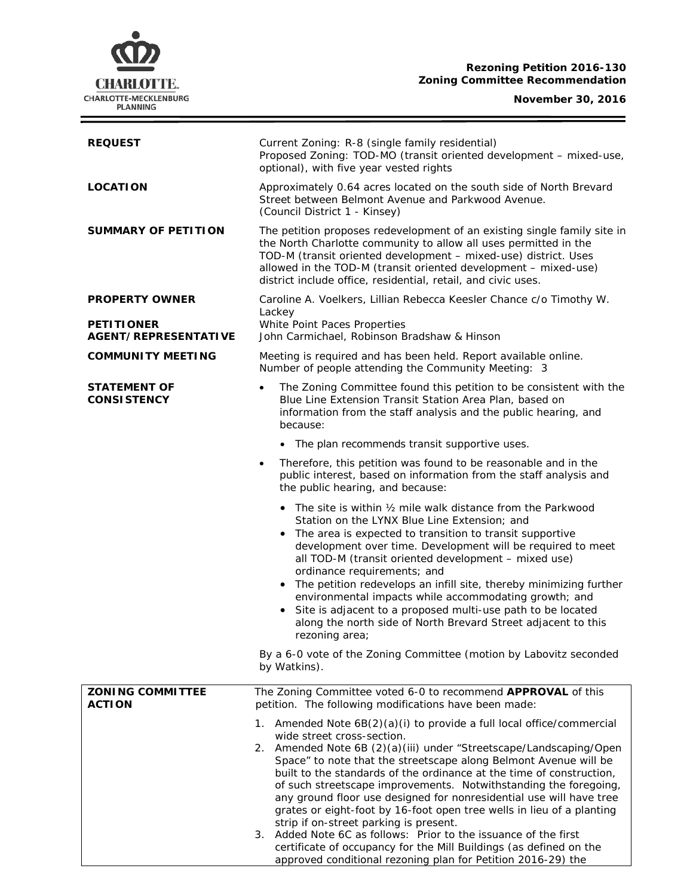**Rezoning Petition 2016-130**
**Zoning Committee Recommendation**

**November 30, 2016**

| | |
|---|---|
| **REQUEST** | Current Zoning: R-8 (single family residential)<br>Proposed Zoning: TOD-MO (transit oriented development – mixed-use, optional), with five year vested rights |
| **LOCATION** | Approximately 0.64 acres located on the south side of North Brevard Street between Belmont Avenue and Parkwood Avenue.<br>(Council District 1 - Kinsey) |
| **SUMMARY OF PETITION** | The petition proposes redevelopment of an existing single family site in the North Charlotte community to allow all uses permitted in the TOD-M (transit oriented development – mixed-use) district. Uses allowed in the TOD-M (transit oriented development – mixed-use) district include office, residential, retail, and civic uses. |
| **PROPERTY OWNER** | Caroline A. Voelkers, Lillian Rebecca Keesler Chance c/o Timothy W. Lackey |
| **PETITIONER** | White Point Paces Properties |
| **AGENT/REPRESENTATIVE** | John Carmichael, Robinson Bradshaw & Hinson |
| **COMMUNITY MEETING** | Meeting is required and has been held. Report available online.<br>Number of people attending the Community Meeting: 3 |
| **STATEMENT OF CONSISTENCY** | • The Zoning Committee found this petition to be consistent with the Blue Line Extension Transit Station Area Plan, based on information from the staff analysis and the public hearing, and because:<br>  • The plan recommends transit supportive uses.<br>• Therefore, this petition was found to be reasonable and in the public interest, based on information from the staff analysis and the public hearing, and because:<br>  • The site is within ½ mile walk distance from the Parkwood Station on the LYNX Blue Line Extension; and<br>  • The area is expected to transition to transit supportive development over time. Development will be required to meet all TOD-M (transit oriented development – mixed use) ordinance requirements; and<br>  • The petition redevelops an infill site, thereby minimizing further environmental impacts while accommodating growth; and<br>  • Site is adjacent to a proposed multi-use path to be located along the north side of North Brevard Street adjacent to this rezoning area;<br><br>By a 6-0 vote of the Zoning Committee (motion by Labovitz seconded by Watkins). |

| | |
|---|---|
| **ZONING COMMITTEE ACTION** | The Zoning Committee voted 6-0 to recommend **APPROVAL** of this petition. The following modifications have been made:<br><br>1. Amended Note 6B(2)(a)(i) to provide a full local office/commercial wide street cross-section.<br>2. Amended Note 6B (2)(a)(iii) under "Streetscape/Landscaping/Open Space" to note that the streetscape along Belmont Avenue will be built to the standards of the ordinance at the time of construction, of such streetscape improvements. Notwithstanding the foregoing, any ground floor use designed for nonresidential use will have tree grates or eight-foot by 16-foot open tree wells in lieu of a planting strip if on-street parking is present.<br>3. Added Note 6C as follows: Prior to the issuance of the first certificate of occupancy for the Mill Buildings (as defined on the approved conditional rezoning plan for Petition 2016-29) the |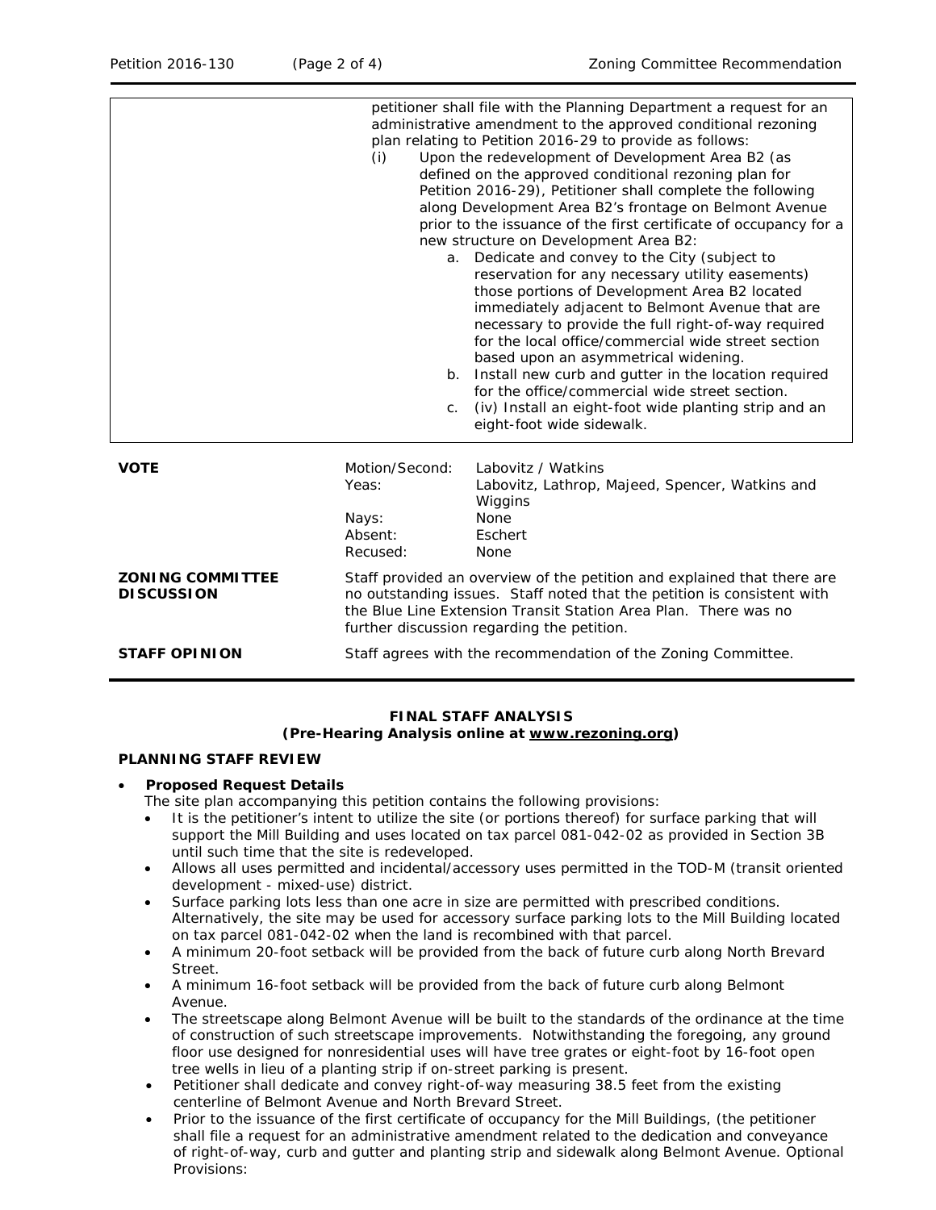| | |
|---|---|
| | petitioner shall file with the Planning Department a request for an administrative amendment to the approved conditional rezoning plan relating to Petition 2016-29 to provide as follows:<br>(i) Upon the redevelopment of Development Area B2 (as defined on the approved conditional rezoning plan for Petition 2016-29), Petitioner shall complete the following along Development Area B2's frontage on Belmont Avenue prior to the issuance of the first certificate of occupancy for a new structure on Development Area B2:<br>a. Dedicate and convey to the City (subject to reservation for any necessary utility easements) those portions of Development Area B2 located immediately adjacent to Belmont Avenue that are necessary to provide the full right-of-way required for the local office/commercial wide street section based upon an asymmetrical widening.<br>b. Install new curb and gutter in the location required for the office/commercial wide street section.<br>c. (iv) Install an eight-foot wide planting strip and an eight-foot wide sidewalk. |

| | | |
|---|---|---|
| **VOTE** | Motion/Second: | Labovitz / Watkins |
| | Yeas: | Labovitz, Lathrop, Majeed, Spencer, Watkins and Wiggins |
| | Nays: | None |
| | Absent: | Eschert |
| | Recused: | None |
| **ZONING COMMITTEE DISCUSSION** | Staff provided an overview of the petition and explained that there are no outstanding issues. Staff noted that the petition is consistent with the Blue Line Extension Transit Station Area Plan. There was no further discussion regarding the petition. | |
| **STAFF OPINION** | Staff agrees with the recommendation of the Zoning Committee. | |

**FINAL STAFF ANALYSIS**
**(Pre-Hearing Analysis online at www.rezoning.org)**

**PLANNING STAFF REVIEW**

- ***Proposed Request Details***

  The site plan accompanying this petition contains the following provisions:
  - It is the petitioner's intent to utilize the site (or portions thereof) for surface parking that will support the Mill Building and uses located on tax parcel 081-042-02 as provided in Section 3B until such time that the site is redeveloped.
  - Allows all uses permitted and incidental/accessory uses permitted in the TOD-M (transit oriented development - mixed-use) district.
  - Surface parking lots less than one acre in size are permitted with prescribed conditions. Alternatively, the site may be used for accessory surface parking lots to the Mill Building located on tax parcel 081-042-02 when the land is recombined with that parcel.
  - A minimum 20-foot setback will be provided from the back of future curb along North Brevard Street.
  - A minimum 16-foot setback will be provided from the back of future curb along Belmont Avenue.
  - The streetscape along Belmont Avenue will be built to the standards of the ordinance at the time of construction of such streetscape improvements. Notwithstanding the foregoing, any ground floor use designed for nonresidential uses will have tree grates or eight-foot by 16-foot open tree wells in lieu of a planting strip if on-street parking is present.
  - Petitioner shall dedicate and convey right-of-way measuring 38.5 feet from the existing centerline of Belmont Avenue and North Brevard Street.
  - Prior to the issuance of the first certificate of occupancy for the Mill Buildings, (the petitioner shall file a request for an administrative amendment related to the dedication and conveyance of right-of-way, curb and gutter and planting strip and sidewalk along Belmont Avenue. Optional Provisions: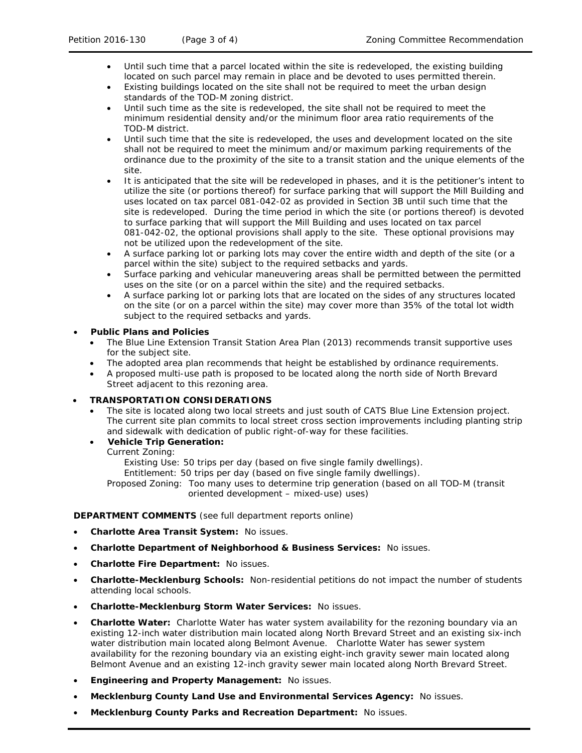- Until such time that a parcel located within the site is redeveloped, the existing building located on such parcel may remain in place and be devoted to uses permitted therein.
- Existing buildings located on the site shall not be required to meet the urban design standards of the TOD-M zoning district.
- Until such time as the site is redeveloped, the site shall not be required to meet the minimum residential density and/or the minimum floor area ratio requirements of the TOD-M district.
- Until such time that the site is redeveloped, the uses and development located on the site shall not be required to meet the minimum and/or maximum parking requirements of the ordinance due to the proximity of the site to a transit station and the unique elements of the site.
- It is anticipated that the site will be redeveloped in phases, and it is the petitioner's intent to utilize the site (or portions thereof) for surface parking that will support the Mill Building and uses located on tax parcel 081-042-02 as provided in Section 3B until such time that the site is redeveloped. During the time period in which the site (or portions thereof) is devoted to surface parking that will support the Mill Building and uses located on tax parcel 081-042-02, the optional provisions shall apply to the site. These optional provisions may not be utilized upon the redevelopment of the site.
- A surface parking lot or parking lots may cover the entire width and depth of the site (or a parcel within the site) subject to the required setbacks and yards.
- Surface parking and vehicular maneuvering areas shall be permitted between the permitted uses on the site (or on a parcel within the site) and the required setbacks.
- A surface parking lot or parking lots that are located on the sides of any structures located on the site (or on a parcel within the site) may cover more than 35% of the total lot width subject to the required setbacks and yards.

- **Public Plans and Policies**
  - The Blue Line Extension Transit Station Area Plan (2013) recommends transit supportive uses for the subject site.
  - The adopted area plan recommends that height be established by ordinance requirements.
  - A proposed multi-use path is proposed to be located along the north side of North Brevard Street adjacent to this rezoning area.

- **TRANSPORTATION CONSIDERATIONS**
  - The site is located along two local streets and just south of CATS Blue Line Extension project. The current site plan commits to local street cross section improvements including planting strip and sidewalk with dedication of public right-of-way for these facilities.
  - **Vehicle Trip Generation:**
    Current Zoning:
      Existing Use: 50 trips per day (based on five single family dwellings).
      Entitlement: 50 trips per day (based on five single family dwellings).
    Proposed Zoning: Too many uses to determine trip generation (based on all TOD-M (transit oriented development – mixed-use) uses)

**DEPARTMENT COMMENTS** (see full department reports online)

- **Charlotte Area Transit System:** No issues.
- **Charlotte Department of Neighborhood & Business Services:** No issues.
- **Charlotte Fire Department:** No issues.
- **Charlotte-Mecklenburg Schools:** Non-residential petitions do not impact the number of students attending local schools.
- **Charlotte-Mecklenburg Storm Water Services:** No issues.
- **Charlotte Water:** Charlotte Water has water system availability for the rezoning boundary via an existing 12-inch water distribution main located along North Brevard Street and an existing six-inch water distribution main located along Belmont Avenue. Charlotte Water has sewer system availability for the rezoning boundary via an existing eight-inch gravity sewer main located along Belmont Avenue and an existing 12-inch gravity sewer main located along North Brevard Street.
- **Engineering and Property Management:** No issues.
- **Mecklenburg County Land Use and Environmental Services Agency:** No issues.
- **Mecklenburg County Parks and Recreation Department:** No issues.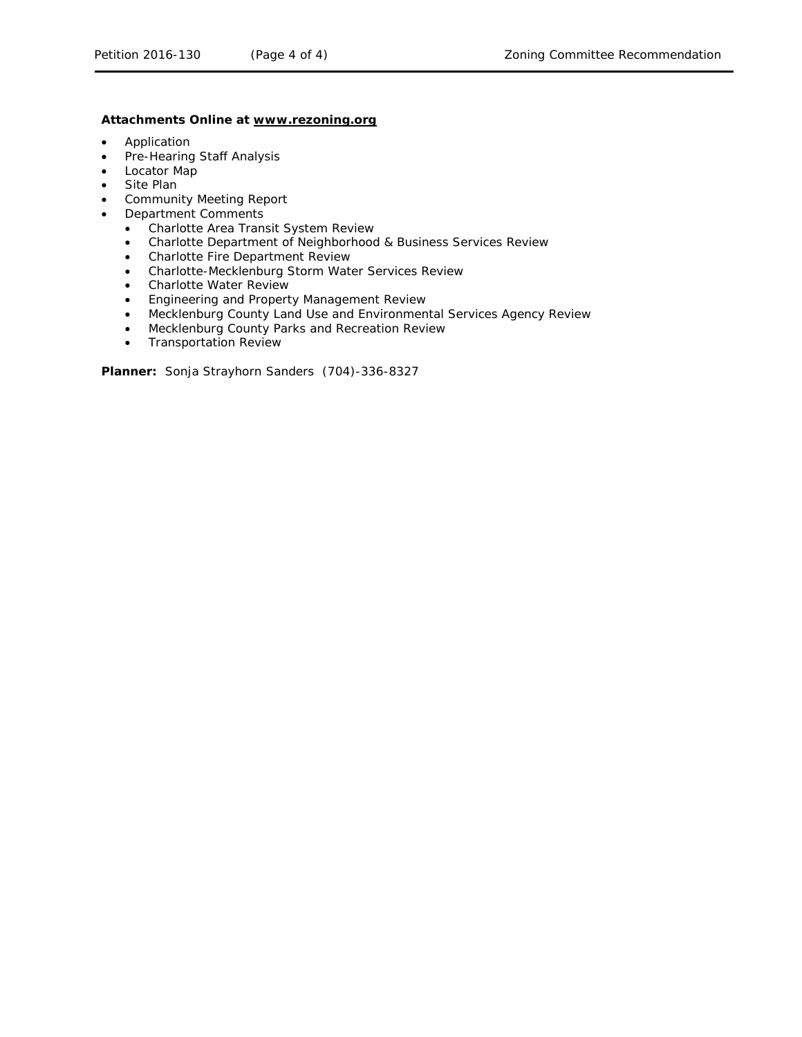**Attachments Online at www.rezoning.org**

- Application
- Pre-Hearing Staff Analysis
- Locator Map
- Site Plan
- Community Meeting Report
- Department Comments
    - Charlotte Area Transit System Review
    - Charlotte Department of Neighborhood & Business Services Review
    - Charlotte Fire Department Review
    - Charlotte-Mecklenburg Storm Water Services Review
    - Charlotte Water Review
    - Engineering and Property Management Review
    - Mecklenburg County Land Use and Environmental Services Agency Review
    - Mecklenburg County Parks and Recreation Review
    - Transportation Review

**Planner:** Sonja Strayhorn Sanders (704)-336-8327